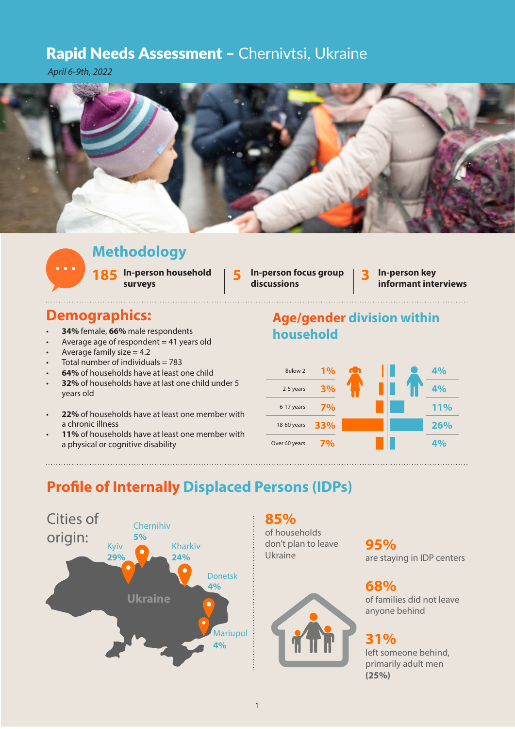# Rapid Needs Assessment – Chernivtsi, Ukraine

*April 6-9th, 2022*

## Methodology

**185** In-person household surveys | **5** In-person focus group discussions | **3** In-person key informant interviews

## Demographics:

- **34%** female, **66%** male respondents
- Average age of respondent = 41 years old
- Average family size = 4.2
- Total number of individuals = 783
- **64%** of households have at least one child
- **32%** of households have at last one child under 5 years old
- **22%** of households have at least one member with a chronic illness
- **11%** of households have at least one member with a physical or cognitive disability

## Age/gender division within household

| Age | Female | Male |
|---|---|---|
| Below 2 | 1% | 4% |
| 2-5 years | 3% | 4% |
| 6-17 years | 7% | 11% |
| 18-60 years | 33% | 26% |
| Over 60 years | 7% | 4% |

## Profile of Internally Displaced Persons (IDPs)

Cities of origin:

- Kyiv 29%
- Chernihiv 5%
- Kharkiv 24%
- Donetsk 4%
- Mariupol 4%

**85%** of households don't plan to leave Ukraine

**95%** are staying in IDP centers

**68%** of families did not leave anyone behind

**31%** left someone behind, primarily adult men **(25%)**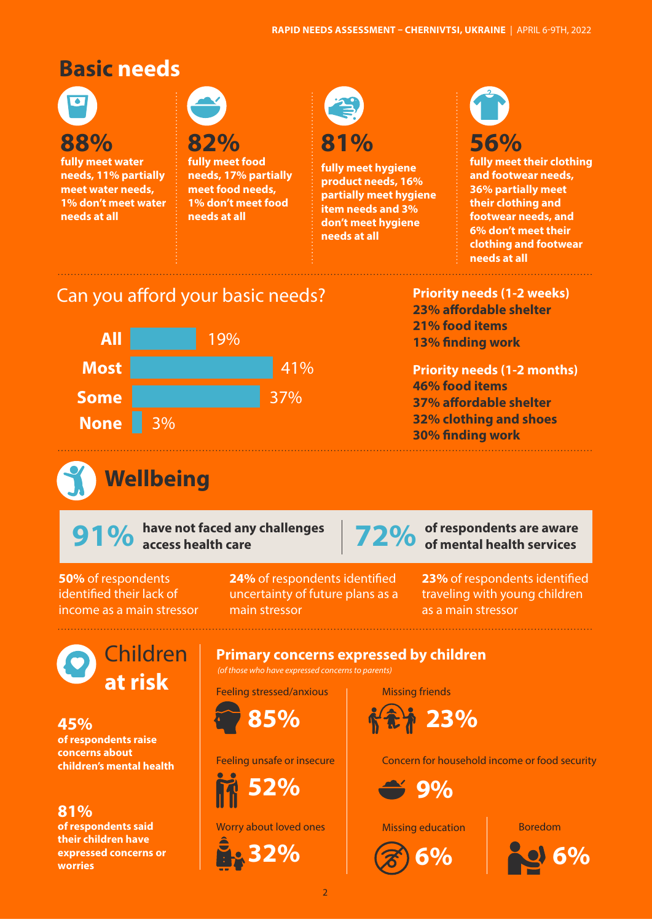## Basic needs

**88%**
**fully meet water needs, 11% partially meet water needs, 1% don't meet water needs at all**

**82%**
**fully meet food needs, 17% partially meet food needs, 1% don't meet food needs at all**

**81%**
**fully meet hygiene product needs, 16% partially meet hygiene item needs and 3% don't meet hygiene needs at all**

**56%**
**fully meet their clothing and footwear needs, 36% partially meet their clothing and footwear needs, and 6% don't meet their clothing and footwear needs at all**

### Can you afford your basic needs?

| | |
|---|---|
| **All** | 19% |
| **Most** | 41% |
| **Some** | 37% |
| **None** | 3% |

**Priority needs (1-2 weeks)**
**23% affordable shelter**
**21% food items**
**13% finding work**

**Priority needs (1-2 months)**
**46% food items**
**37% affordable shelter**
**32% clothing and shoes**
**30% finding work**

## Wellbeing

**91%** **have not faced any challenges access health care**

**72%** **of respondents are aware of mental health services**

**50%** of respondents identified their lack of income as a main stressor

**24%** of respondents identified uncertainty of future plans as a main stressor

**23%** of respondents identified traveling with young children as a main stressor

## Children **at risk**

**45%**
**of respondents raise concerns about children's mental health**

**81%**
**of respondents said their children have expressed concerns or worries**

### Primary concerns expressed by children

*(of those who have expressed concerns to parents)*

- Feeling stressed/anxious: **85%**
- Feeling unsafe or insecure: **52%**
- Worry about loved ones: **32%**
- Missing friends: **23%**
- Concern for household income or food security: **9%**
- Missing education: **6%**
- Boredom: **6%**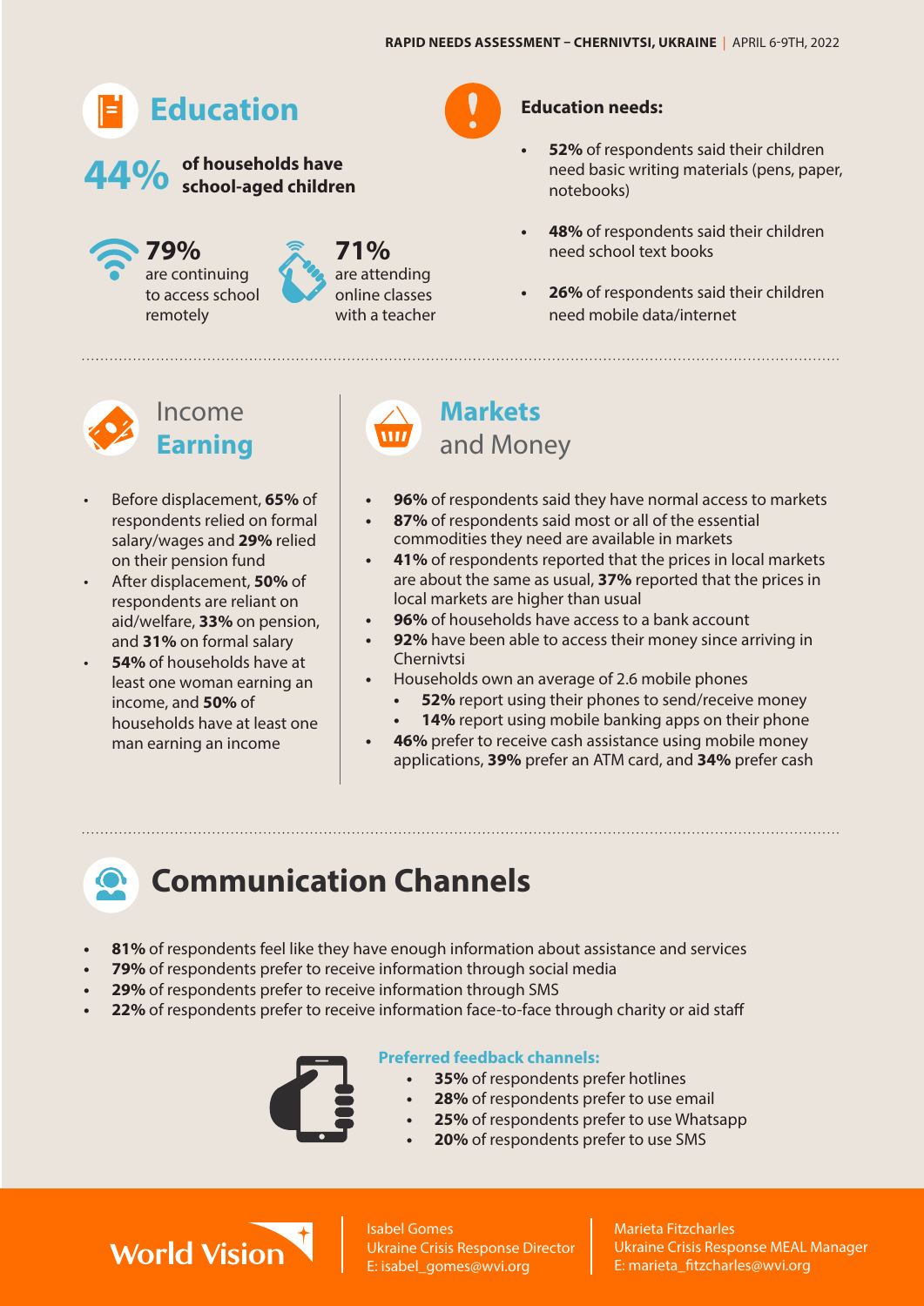## Education

**44%** **of households have school-aged children**

**79%** are continuing to access school remotely

**71%** are attending online classes with a teacher

### Education needs:

- **52%** of respondents said their children need basic writing materials (pens, paper, notebooks)
- **48%** of respondents said their children need school text books
- **26%** of respondents said their children need mobile data/internet

## Income Earning

- Before displacement, **65%** of respondents relied on formal salary/wages and **29%** relied on their pension fund
- After displacement, **50%** of respondents are reliant on aid/welfare, **33%** on pension, and **31%** on formal salary
- **54%** of households have at least one woman earning an income, and **50%** of households have at least one man earning an income

## Markets and Money

- **96%** of respondents said they have normal access to markets
- **87%** of respondents said most or all of the essential commodities they need are available in markets
- **41%** of respondents reported that the prices in local markets are about the same as usual, **37%** reported that the prices in local markets are higher than usual
- **96%** of households have access to a bank account
- **92%** have been able to access their money since arriving in Chernivtsi
- Households own an average of 2.6 mobile phones
  - **52%** report using their phones to send/receive money
  - **14%** report using mobile banking apps on their phone
- **46%** prefer to receive cash assistance using mobile money applications, **39%** prefer an ATM card, and **34%** prefer cash

## Communication Channels

- **81%** of respondents feel like they have enough information about assistance and services
- **79%** of respondents prefer to receive information through social media
- **29%** of respondents prefer to receive information through SMS
- **22%** of respondents prefer to receive information face-to-face through charity or aid staff

**Preferred feedback channels:**

- **35%** of respondents prefer hotlines
- **28%** of respondents prefer to use email
- **25%** of respondents prefer to use Whatsapp
- **20%** of respondents prefer to use SMS

World Vision

Isabel Gomes
Ukraine Crisis Response Director
E: isabel_gomes@wvi.org

Marieta Fitzcharles
Ukraine Crisis Response MEAL Manager
E: marieta_fitzcharles@wvi.org